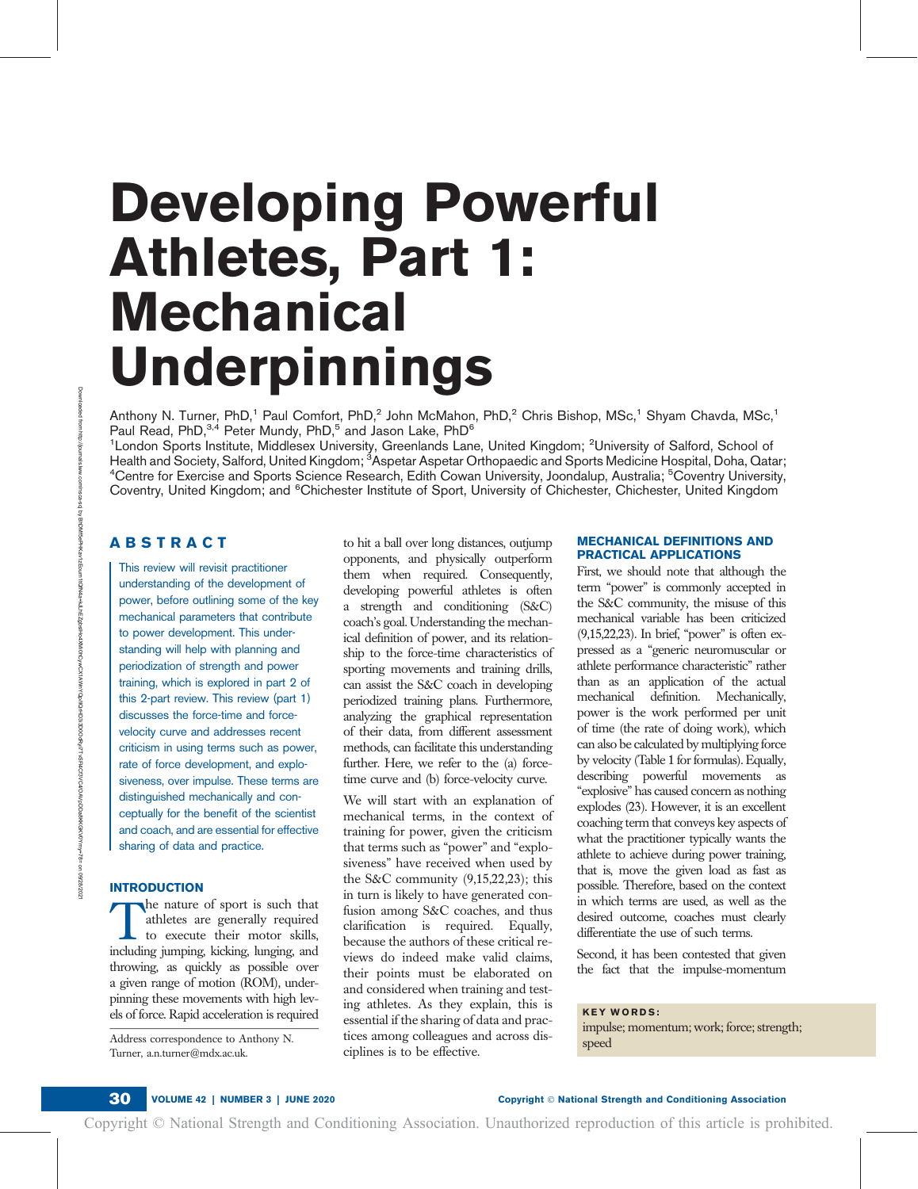# Developing Powerful Athletes, Part 1: Mechanical Underpinnings

Anthony N. Turner, PhD,[1] Paul Comfort, PhD,[2] John McMahon, PhD,[2] Chris Bishop, MSc,[1] Shyam Chavda, MSc,[1] Paul Read, PhD,[3,4] Peter Mundy, PhD,[5] and Jason Lake, PhD[6]

[1]London Sports Institute, Middlesex University, Greenlands Lane, United Kingdom; [2]University of Salford, School of Health and Society, Salford, United Kingdom; [3]Aspetar Aspetar Orthopaedic and Sports Medicine Hospital, Doha, Qatar; [4]Centre for Exercise and Sports Science Research, Edith Cowan University, Joondalup, Australia; [5]Coventry University, Coventry, United Kingdom; and [6]Chichester Institute of Sport, University of Chichester, Chichester, United Kingdom

## ABSTRACT

This review will revisit practitioner understanding of the development of power, before outlining some of the key mechanical parameters that contribute to power development. This understanding will help with planning and periodization of strength and power training, which is explored in part 2 of this 2-part review. This review (part 1) discusses the force-time and force-velocity curve and addresses recent criticism in using terms such as power, rate of force development, and explosiveness, over impulse. These terms are distinguished mechanically and conceptually for the benefit of the scientist and coach, and are essential for effective sharing of data and practice.

## INTRODUCTION

The nature of sport is such that athletes are generally required to execute their motor skills, including jumping, kicking, lunging, and throwing, as quickly as possible over a given range of motion (ROM), underpinning these movements with high levels of force. Rapid acceleration is required to hit a ball over long distances, outjump opponents, and physically outperform them when required. Consequently, developing powerful athletes is often a strength and conditioning (S&C) coach's goal. Understanding the mechanical definition of power, and its relationship to the force-time characteristics of sporting movements and training drills, can assist the S&C coach in developing periodized training plans. Furthermore, analyzing the graphical representation of their data, from different assessment methods, can facilitate this understanding further. Here, we refer to the (a) force-time curve and (b) force-velocity curve.

We will start with an explanation of mechanical terms, in the context of training for power, given the criticism that terms such as "power" and "explosiveness" have received when used by the S&C community (9,15,22,23); this in turn is likely to have generated confusion among S&C coaches, and thus clarification is required. Equally, because the authors of these critical reviews do indeed make valid claims, their points must be elaborated on and considered when training and testing athletes. As they explain, this is essential if the sharing of data and practices among colleagues and across disciplines is to be effective.

Address correspondence to Anthony N. Turner, a.n.turner@mdx.ac.uk.

## MECHANICAL DEFINITIONS AND PRACTICAL APPLICATIONS

First, we should note that although the term "power" is commonly accepted in the S&C community, the misuse of this mechanical variable has been criticized (9,15,22,23). In brief, "power" is often expressed as a "generic neuromuscular or athlete performance characteristic" rather than as an application of the actual mechanical definition. Mechanically, power is the work performed per unit of time (the rate of doing work), which can also be calculated by multiplying force by velocity (Table 1 for formulas). Equally, describing powerful movements as "explosive" has caused concern as nothing explodes (23). However, it is an excellent coaching term that conveys key aspects of what the practitioner typically wants the athlete to achieve during power training, that is, move the given load as fast as possible. Therefore, based on the context in which terms are used, as well as the desired outcome, coaches must clearly differentiate the use of such terms.

Second, it has been contested that given the fact that the impulse-momentum

**KEY WORDS:**
impulse; momentum; work; force; strength; speed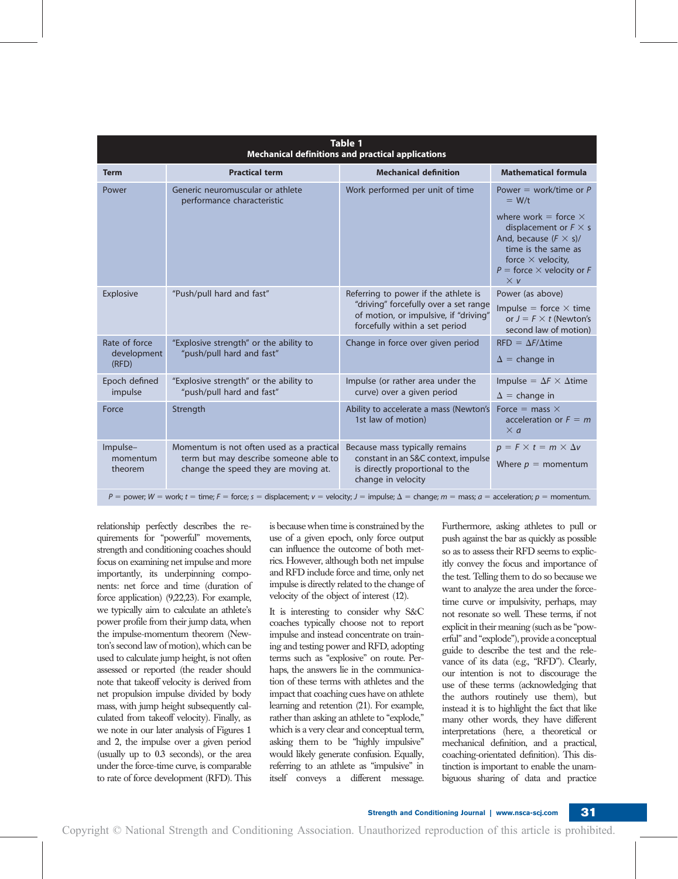**Table 1**
**Mechanical definitions and practical applications**

| Term | Practical term | Mechanical definition | Mathematical formula |
|---|---|---|---|
| Power | Generic neuromuscular or athlete performance characteristic | Work performed per unit of time | Power = work/time or $P = W/t$ where work = force × displacement or $F \times s$ And, because $(F \times s)$/time is the same as force × velocity, $P$ = force × velocity or $F \times v$ |
| Explosive | "Push/pull hard and fast" | Referring to power if the athlete is "driving" forcefully over a set range of motion, or impulsive, if "driving" forcefully within a set period | Power (as above) Impulse = force × time or $J = F \times t$ (Newton's second law of motion) |
| Rate of force development (RFD) | "Explosive strength" or the ability to "push/pull hard and fast" | Change in force over given period | RFD = $\Delta F/\Delta$time $\Delta$ = change in |
| Epoch defined impulse | "Explosive strength" or the ability to "push/pull hard and fast" | Impulse (or rather area under the curve) over a given period | Impulse = $\Delta F \times \Delta$time $\Delta$ = change in |
| Force | Strength | Ability to accelerate a mass (Newton's 1st law of motion) | Force = mass × acceleration or $F = m \times a$ |
| Impulse–momentum theorem | Momentum is not often used as a practical term but may describe someone able to change the speed they are moving at. | Because mass typically remains constant in an S&C context, impulse is directly proportional to the change in velocity | $p = F \times t = m \times \Delta v$ Where $p$ = momentum |

$P$ = power; $W$ = work; $t$ = time; $F$ = force; $s$ = displacement; $v$ = velocity; $J$ = impulse; $\Delta$ = change; $m$ = mass; $a$ = acceleration; $p$ = momentum.

relationship perfectly describes the requirements for "powerful" movements, strength and conditioning coaches should focus on examining net impulse and more importantly, its underpinning components: net force and time (duration of force application) (9,22,23). For example, we typically aim to calculate an athlete's power profile from their jump data, when the impulse-momentum theorem (Newton's second law of motion), which can be used to calculate jump height, is not often assessed or reported (the reader should note that takeoff velocity is derived from net propulsion impulse divided by body mass, with jump height subsequently calculated from takeoff velocity). Finally, as we note in our later analysis of Figures 1 and 2, the impulse over a given period (usually up to 0.3 seconds), or the area under the force-time curve, is comparable to rate of force development (RFD). This is because when time is constrained by the use of a given epoch, only force output can influence the outcome of both metrics. However, although both net impulse and RFD include force and time, only net impulse is directly related to the change of velocity of the object of interest (12).

It is interesting to consider why S&C coaches typically choose not to report impulse and instead concentrate on training and testing power and RFD, adopting terms such as "explosive" on route. Perhaps, the answers lie in the communication of these terms with athletes and the impact that coaching cues have on athlete learning and retention (21). For example, rather than asking an athlete to "explode," which is a very clear and conceptual term, asking them to be "highly impulsive" would likely generate confusion. Equally, referring to an athlete as "impulsive" in itself conveys a different message. Furthermore, asking athletes to pull or push against the bar as quickly as possible so as to assess their RFD seems to explicitly convey the focus and importance of the test. Telling them to do so because we want to analyze the area under the force-time curve or impulsivity, perhaps, may not resonate so well. These terms, if not explicit in their meaning (such as be "powerful" and "explode"), provide a conceptual guide to describe the test and the relevance of its data (e.g., "RFD"). Clearly, our intention is not to discourage the use of these terms (acknowledging that the authors routinely use them), but instead it is to highlight the fact that like many other words, they have different interpretations (here, a theoretical or mechanical definition, and a practical, coaching-orientated definition). This distinction is important to enable the unambiguous sharing of data and practice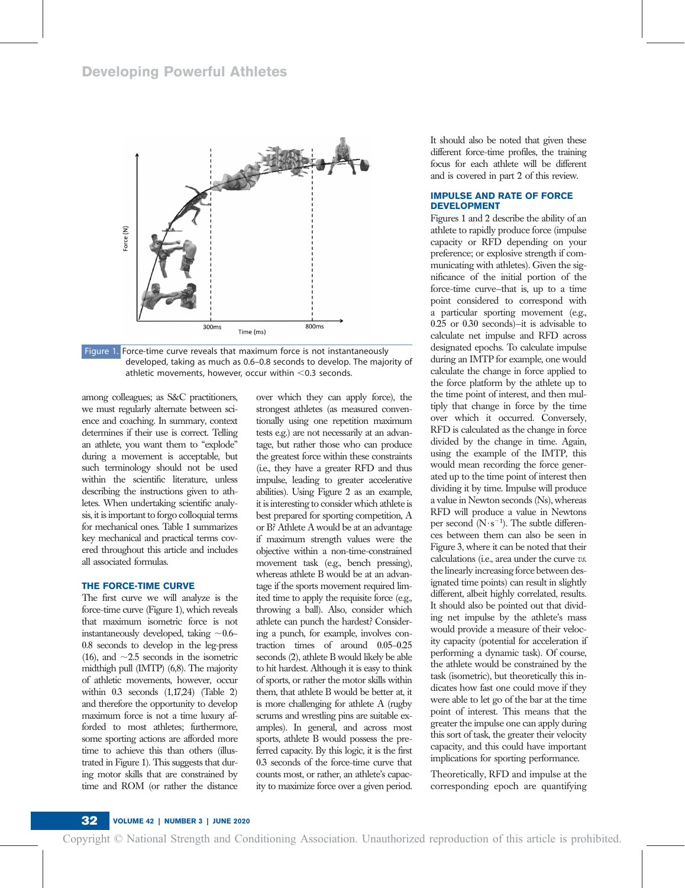Figure 1. Force-time curve reveals that maximum force is not instantaneously developed, taking as much as 0.6–0.8 seconds to develop. The majority of athletic movements, however, occur within <0.3 seconds.

among colleagues; as S&C practitioners, we must regularly alternate between science and coaching. In summary, context determines if their use is correct. Telling an athlete, you want them to "explode" during a movement is acceptable, but such terminology should not be used within the scientific literature, unless describing the instructions given to athletes. When undertaking scientific analysis, it is important to forgo colloquial terms for mechanical ones. Table 1 summarizes key mechanical and practical terms covered throughout this article and includes all associated formulas.

## THE FORCE-TIME CURVE

The first curve we will analyze is the force-time curve (Figure 1), which reveals that maximum isometric force is not instantaneously developed, taking ~0.6–0.8 seconds to develop in the leg-press (16), and ~2.5 seconds in the isometric midthigh pull (IMTP) (6,8). The majority of athletic movements, however, occur within 0.3 seconds (1,17,24) (Table 2) and therefore the opportunity to develop maximum force is not a time luxury afforded to most athletes; furthermore, some sporting actions are afforded more time to achieve this than others (illustrated in Figure 1). This suggests that during motor skills that are constrained by time and ROM (or rather the distance over which they can apply force), the strongest athletes (as measured conventionally using one repetition maximum tests e.g.) are not necessarily at an advantage, but rather those who can produce the greatest force within these constraints (i.e., they have a greater RFD and thus impulse, leading to greater accelerative abilities). Using Figure 2 as an example, it is interesting to consider which athlete is best prepared for sporting competition, A or B? Athlete A would be at an advantage if maximum strength values were the objective within a non-time-constrained movement task (e.g., bench pressing), whereas athlete B would be at an advantage if the sports movement required limited time to apply the requisite force (e.g., throwing a ball). Also, consider which athlete can punch the hardest? Considering a punch, for example, involves contraction times of around 0.05–0.25 seconds (2), athlete B would likely be able to hit hardest. Although it is easy to think of sports, or rather the motor skills within them, that athlete B would be better at, it is more challenging for athlete A (rugby scrums and wrestling pins are suitable examples). In general, and across most sports, athlete B would possess the preferred capacity. By this logic, it is the first 0.3 seconds of the force-time curve that counts most, or rather, an athlete's capacity to maximize force over a given period.

It should also be noted that given these different force-time profiles, the training focus for each athlete will be different and is covered in part 2 of this review.

## IMPULSE AND RATE OF FORCE DEVELOPMENT

Figures 1 and 2 describe the ability of an athlete to rapidly produce force (impulse capacity or RFD depending on your preference; or explosive strength if communicating with athletes). Given the significance of the initial portion of the force-time curve–that is, up to a time point considered to correspond with a particular sporting movement (e.g., 0.25 or 0.30 seconds)–it is advisable to calculate net impulse and RFD across designated epochs. To calculate impulse during an IMTP for example, one would calculate the change in force applied to the force platform by the athlete up to the time point of interest, and then multiply that change in force by the time over which it occurred. Conversely, RFD is calculated as the change in force divided by the change in time. Again, using the example of the IMTP, this would mean recording the force generated up to the time point of interest then dividing it by time. Impulse will produce a value in Newton seconds (Ns), whereas RFD will produce a value in Newtons per second ($N \cdot s^{-1}$). The subtle differences between them can also be seen in Figure 3, where it can be noted that their calculations (i.e., area under the curve *vs.* the linearly increasing force between designated time points) can result in slightly different, albeit highly correlated, results. It should also be pointed out that dividing net impulse by the athlete's mass would provide a measure of their velocity capacity (potential for acceleration if performing a dynamic task). Of course, the athlete would be constrained by the task (isometric), but theoretically this indicates how fast one could move if they were able to let go of the bar at the time point of interest. This means that the greater the impulse one can apply during this sort of task, the greater their velocity capacity, and this could have important implications for sporting performance.

Theoretically, RFD and impulse at the corresponding epoch are quantifying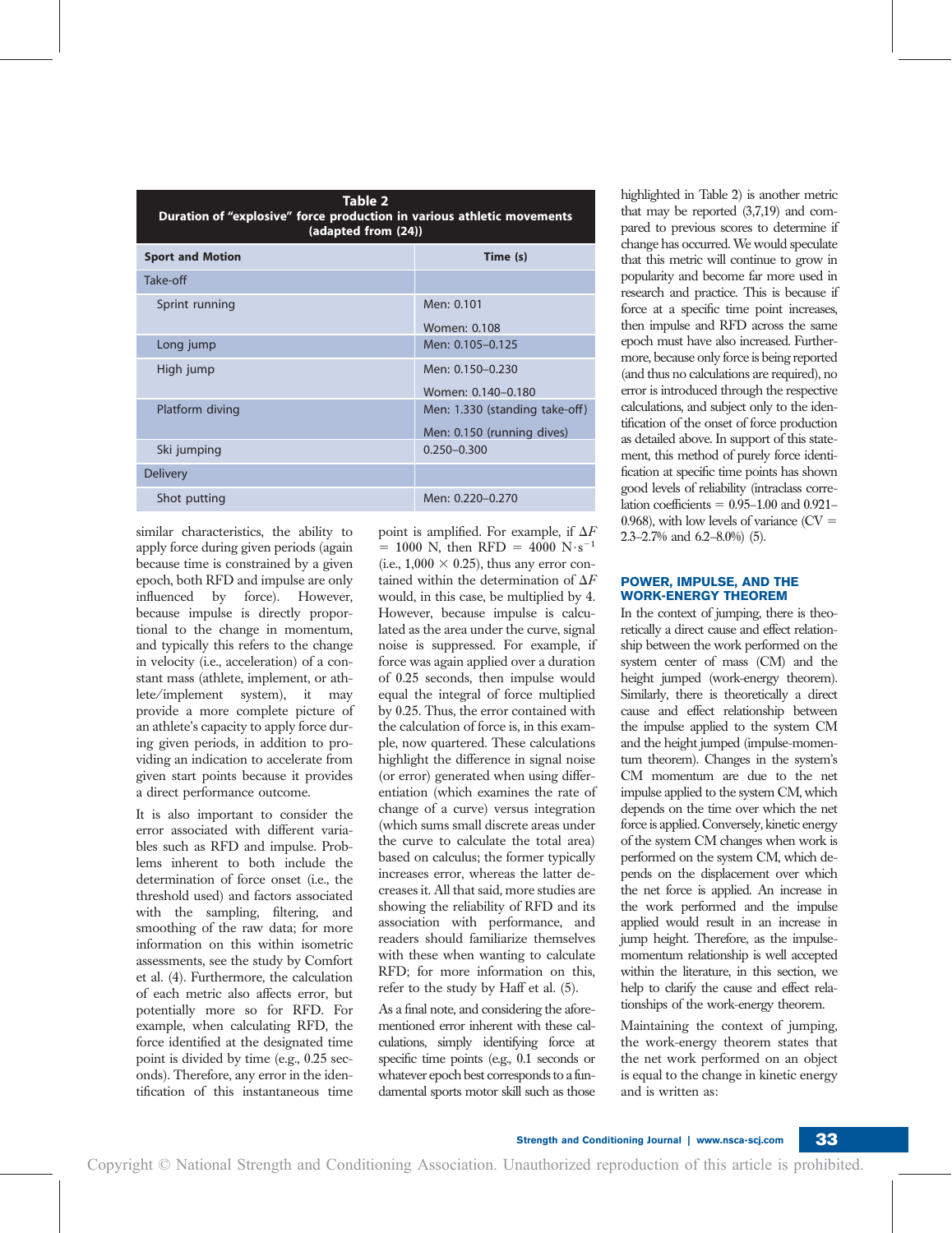**Table 2**
**Duration of "explosive" force production in various athletic movements (adapted from (24))**

| Sport and Motion | Time (s) |
|---|---|
| Take-off | |
| Sprint running | Men: 0.101<br>Women: 0.108 |
| Long jump | Men: 0.105–0.125 |
| High jump | Men: 0.150–0.230<br>Women: 0.140–0.180 |
| Platform diving | Men: 1.330 (standing take-off)<br>Men: 0.150 (running dives) |
| Ski jumping | 0.250–0.300 |
| Delivery | |
| Shot putting | Men: 0.220–0.270 |

similar characteristics, the ability to apply force during given periods (again because time is constrained by a given epoch, both RFD and impulse are only influenced by force). However, because impulse is directly proportional to the change in momentum, and typically this refers to the change in velocity (i.e., acceleration) of a constant mass (athlete, implement, or athlete/implement system), it may provide a more complete picture of an athlete's capacity to apply force during given periods, in addition to providing an indication to accelerate from given start points because it provides a direct performance outcome.

It is also important to consider the error associated with different variables such as RFD and impulse. Problems inherent to both include the determination of force onset (i.e., the threshold used) and factors associated with the sampling, filtering, and smoothing of the raw data; for more information on this within isometric assessments, see the study by Comfort et al. (4). Furthermore, the calculation of each metric also affects error, but potentially more so for RFD. For example, when calculating RFD, the force identified at the designated time point is divided by time (e.g., 0.25 seconds). Therefore, any error in the identification of this instantaneous time point is amplified. For example, if $\Delta F = 1000$ N, then RFD $= 4000$ $N \cdot s^{-1}$ (i.e., $1{,}000 \times 0.25$), thus any error contained within the determination of $\Delta F$ would, in this case, be multiplied by 4. However, because impulse is calculated as the area under the curve, signal noise is suppressed. For example, if force was again applied over a duration of 0.25 seconds, then impulse would equal the integral of force multiplied by 0.25. Thus, the error contained with the calculation of force is, in this example, now quartered. These calculations highlight the difference in signal noise (or error) generated when using differentiation (which examines the rate of change of a curve) versus integration (which sums small discrete areas under the curve to calculate the total area) based on calculus; the former typically increases error, whereas the latter decreases it. All that said, more studies are showing the reliability of RFD and its association with performance, and readers should familiarize themselves with these when wanting to calculate RFD; for more information on this, refer to the study by Haff et al. (5).

As a final note, and considering the aforementioned error inherent with these calculations, simply identifying force at specific time points (e.g., 0.1 seconds or whatever epoch best corresponds to a fundamental sports motor skill such as those highlighted in Table 2) is another metric that may be reported (3,7,19) and compared to previous scores to determine if change has occurred. We would speculate that this metric will continue to grow in popularity and become far more used in research and practice. This is because if force at a specific time point increases, then impulse and RFD across the same epoch must have also increased. Furthermore, because only force is being reported (and thus no calculations are required), no error is introduced through the respective calculations, and subject only to the identification of the onset of force production as detailed above. In support of this statement, this method of purely force identification at specific time points has shown good levels of reliability (intraclass correlation coefficients = 0.95–1.00 and 0.921–0.968), with low levels of variance (CV = 2.3–2.7% and 6.2–8.0%) (5).

## POWER, IMPULSE, AND THE WORK-ENERGY THEOREM

In the context of jumping, there is theoretically a direct cause and effect relationship between the work performed on the system center of mass (CM) and the height jumped (work-energy theorem). Similarly, there is theoretically a direct cause and effect relationship between the impulse applied to the system CM and the height jumped (impulse-momentum theorem). Changes in the system's CM momentum are due to the net impulse applied to the system CM, which depends on the time over which the net force is applied. Conversely, kinetic energy of the system CM changes when work is performed on the system CM, which depends on the displacement over which the net force is applied. An increase in the work performed and the impulse applied would result in an increase in jump height. Therefore, as the impulse-momentum relationship is well accepted within the literature, in this section, we help to clarify the cause and effect relationships of the work-energy theorem.

Maintaining the context of jumping, the work-energy theorem states that the net work performed on an object is equal to the change in kinetic energy and is written as: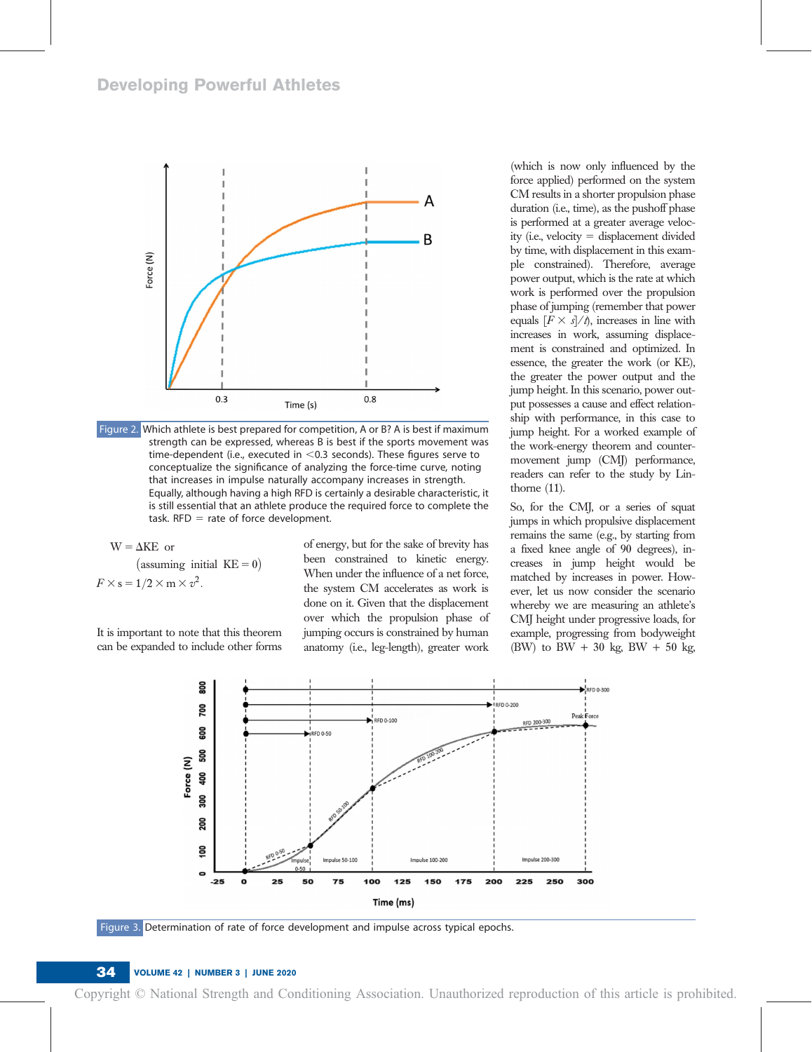Figure 2. Which athlete is best prepared for competition, A or B? A is best if maximum strength can be expressed, whereas B is best if the sports movement was time-dependent (i.e., executed in <0.3 seconds). These figures serve to conceptualize the significance of analyzing the force-time curve, noting that increases in impulse naturally accompany increases in strength. Equally, although having a high RFD is certainly a desirable characteristic, it is still essential that an athlete produce the required force to complete the task. RFD = rate of force development.

$$W = \Delta KE \text{ or}$$
$$(\text{assuming initial KE} = 0)$$
$$F \times s = 1/2 \times m \times v^2.$$

It is important to note that this theorem can be expanded to include other forms of energy, but for the sake of brevity has been constrained to kinetic energy. When under the influence of a net force, the system CM accelerates as work is done on it. Given that the displacement over which the propulsion phase of jumping occurs is constrained by human anatomy (i.e., leg-length), greater work (which is now only influenced by the force applied) performed on the system CM results in a shorter propulsion phase duration (i.e., time), as the pushoff phase is performed at a greater average velocity (i.e., velocity = displacement divided by time, with displacement in this example constrained). Therefore, average power output, which is the rate at which work is performed over the propulsion phase of jumping (remember that power equals $[F \times s]/t$), increases in line with increases in work, assuming displacement is constrained and optimized. In essence, the greater the work (or KE), the greater the power output and the jump height. In this scenario, power output possesses a cause and effect relationship with performance, in this case to jump height. For a worked example of the work-energy theorem and countermovement jump (CMJ) performance, readers can refer to the study by Linthorne (11).

So, for the CMJ, or a series of squat jumps in which propulsive displacement remains the same (e.g., by starting from a fixed knee angle of 90 degrees), increases in jump height would be matched by increases in power. However, let us now consider the scenario whereby we are measuring an athlete's CMJ height under progressive loads, for example, progressing from bodyweight (BW) to BW + 30 kg, BW + 50 kg,

Figure 3. Determination of rate of force development and impulse across typical epochs.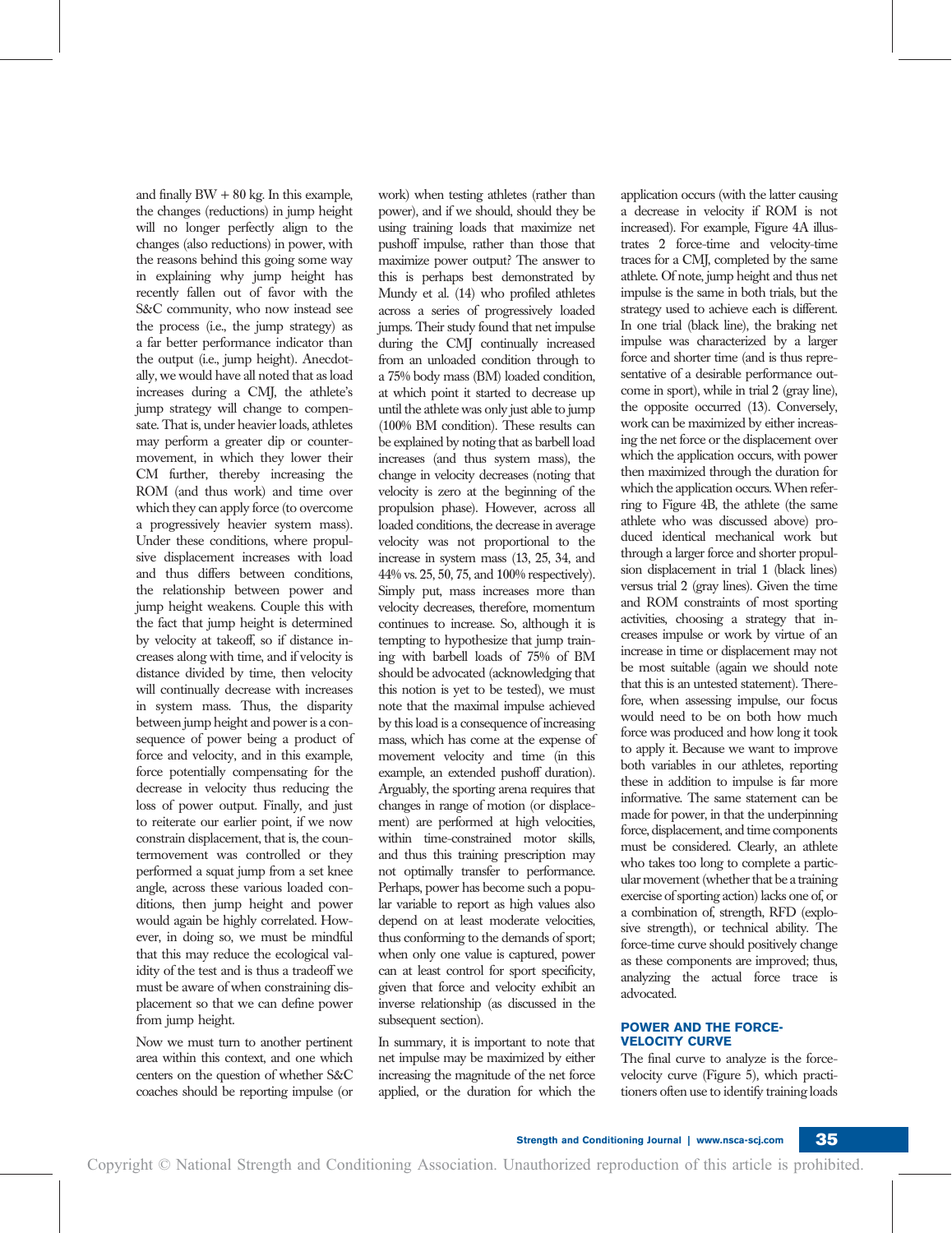and finally BW + 80 kg. In this example, the changes (reductions) in jump height will no longer perfectly align to the changes (also reductions) in power, with the reasons behind this going some way in explaining why jump height has recently fallen out of favor with the S&C community, who now instead see the process (i.e., the jump strategy) as a far better performance indicator than the output (i.e., jump height). Anecdotally, we would have all noted that as load increases during a CMJ, the athlete's jump strategy will change to compensate. That is, under heavier loads, athletes may perform a greater dip or countermovement, in which they lower their CM further, thereby increasing the ROM (and thus work) and time over which they can apply force (to overcome a progressively heavier system mass). Under these conditions, where propulsive displacement increases with load and thus differs between conditions, the relationship between power and jump height weakens. Couple this with the fact that jump height is determined by velocity at takeoff, so if distance increases along with time, and if velocity is distance divided by time, then velocity will continually decrease with increases in system mass. Thus, the disparity between jump height and power is a consequence of power being a product of force and velocity, and in this example, force potentially compensating for the decrease in velocity thus reducing the loss of power output. Finally, and just to reiterate our earlier point, if we now constrain displacement, that is, the countermovement was controlled or they performed a squat jump from a set knee angle, across these various loaded conditions, then jump height and power would again be highly correlated. However, in doing so, we must be mindful that this may reduce the ecological validity of the test and is thus a tradeoff we must be aware of when constraining displacement so that we can define power from jump height.

Now we must turn to another pertinent area within this context, and one which centers on the question of whether S&C coaches should be reporting impulse (or work) when testing athletes (rather than power), and if we should, should they be using training loads that maximize net pushoff impulse, rather than those that maximize power output? The answer to this is perhaps best demonstrated by Mundy et al. (14) who profiled athletes across a series of progressively loaded jumps. Their study found that net impulse during the CMJ continually increased from an unloaded condition through to a 75% body mass (BM) loaded condition, at which point it started to decrease up until the athlete was only just able to jump (100% BM condition). These results can be explained by noting that as barbell load increases (and thus system mass), the change in velocity decreases (noting that velocity is zero at the beginning of the propulsion phase). However, across all loaded conditions, the decrease in average velocity was not proportional to the increase in system mass (13, 25, 34, and 44% vs. 25, 50, 75, and 100% respectively). Simply put, mass increases more than velocity decreases, therefore, momentum continues to increase. So, although it is tempting to hypothesize that jump training with barbell loads of 75% of BM should be advocated (acknowledging that this notion is yet to be tested), we must note that the maximal impulse achieved by this load is a consequence of increasing mass, which has come at the expense of movement velocity and time (in this example, an extended pushoff duration). Arguably, the sporting arena requires that changes in range of motion (or displacement) are performed at high velocities, within time-constrained motor skills, and thus this training prescription may not optimally transfer to performance. Perhaps, power has become such a popular variable to report as high values also depend on at least moderate velocities, thus conforming to the demands of sport; when only one value is captured, power can at least control for sport specificity, given that force and velocity exhibit an inverse relationship (as discussed in the subsequent section).

In summary, it is important to note that net impulse may be maximized by either increasing the magnitude of the net force applied, or the duration for which the application occurs (with the latter causing a decrease in velocity if ROM is not increased). For example, Figure 4A illustrates 2 force-time and velocity-time traces for a CMJ, completed by the same athlete. Of note, jump height and thus net impulse is the same in both trials, but the strategy used to achieve each is different. In one trial (black line), the braking net impulse was characterized by a larger force and shorter time (and is thus representative of a desirable performance outcome in sport), while in trial 2 (gray line), the opposite occurred (13). Conversely, work can be maximized by either increasing the net force or the displacement over which the application occurs, with power then maximized through the duration for which the application occurs. When referring to Figure 4B, the athlete (the same athlete who was discussed above) produced identical mechanical work but through a larger force and shorter propulsion displacement in trial 1 (black lines) versus trial 2 (gray lines). Given the time and ROM constraints of most sporting activities, choosing a strategy that increases impulse or work by virtue of an increase in time or displacement may not be most suitable (again we should note that this is an untested statement). Therefore, when assessing impulse, our focus would need to be on both how much force was produced and how long it took to apply it. Because we want to improve both variables in our athletes, reporting these in addition to impulse is far more informative. The same statement can be made for power, in that the underpinning force, displacement, and time components must be considered. Clearly, an athlete who takes too long to complete a particular movement (whether that be a training exercise of sporting action) lacks one of, or a combination of, strength, RFD (explosive strength), or technical ability. The force-time curve should positively change as these components are improved; thus, analyzing the actual force trace is advocated.

## POWER AND THE FORCE-VELOCITY CURVE

The final curve to analyze is the force-velocity curve (Figure 5), which practitioners often use to identify training loads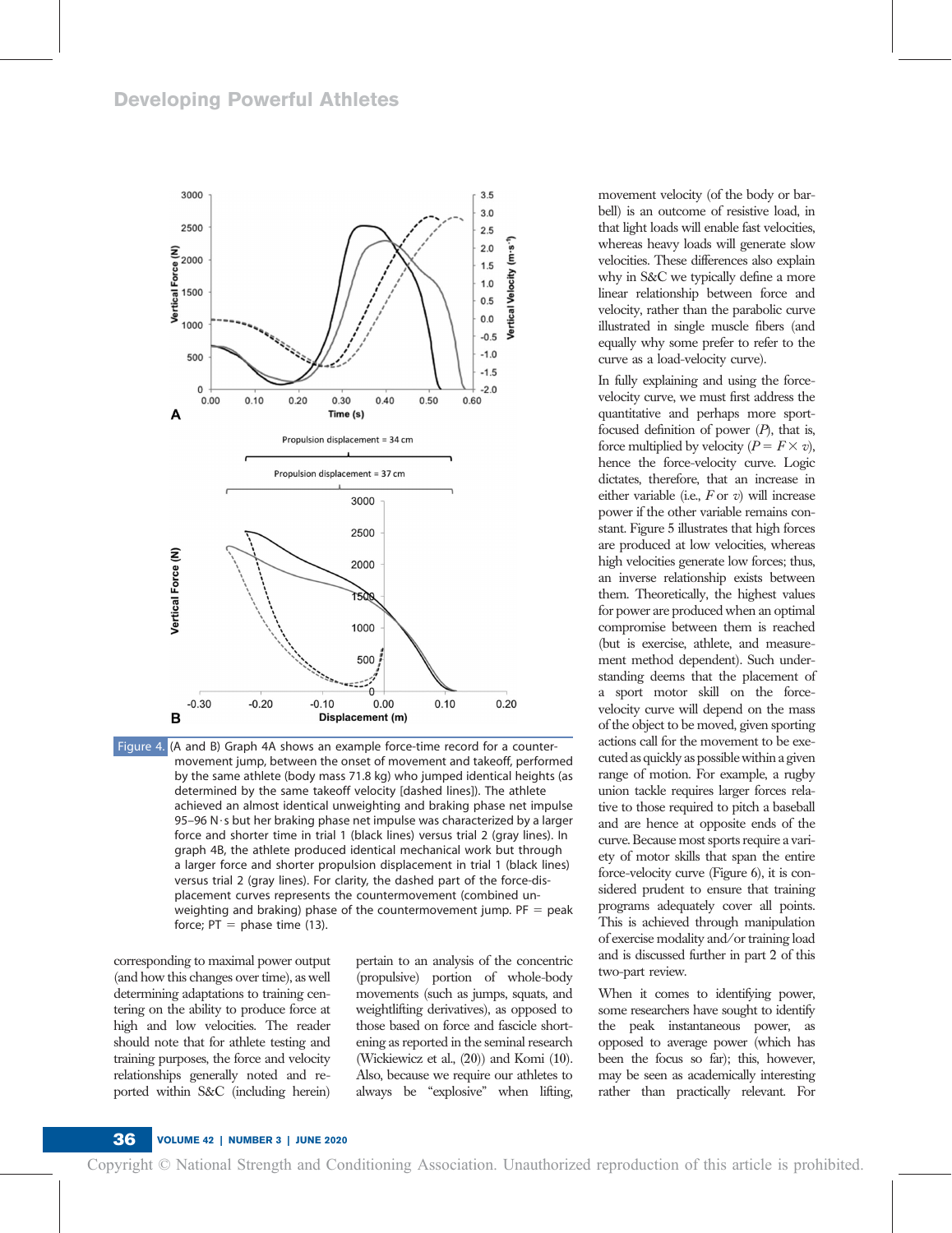Figure 4. (A and B) Graph 4A shows an example force-time record for a countermovement jump, between the onset of movement and takeoff, performed by the same athlete (body mass 71.8 kg) who jumped identical heights (as determined by the same takeoff velocity [dashed lines]). The athlete achieved an almost identical unweighting and braking phase net impulse 95–96 N·s but her braking phase net impulse was characterized by a larger force and shorter time in trial 1 (black lines) versus trial 2 (gray lines). In graph 4B, the athlete produced identical mechanical work but through a larger force and shorter propulsion displacement in trial 1 (black lines) versus trial 2 (gray lines). For clarity, the dashed part of the force-displacement curves represents the countermovement (combined unweighting and braking) phase of the countermovement jump. PF = peak force; PT = phase time (13).

corresponding to maximal power output (and how this changes over time), as well determining adaptations to training centering on the ability to produce force at high and low velocities. The reader should note that for athlete testing and training purposes, the force and velocity relationships generally noted and reported within S&C (including herein) pertain to an analysis of the concentric (propulsive) portion of whole-body movements (such as jumps, squats, and weightlifting derivatives), as opposed to those based on force and fascicle shortening as reported in the seminal research (Wickiewicz et al., (20)) and Komi (10). Also, because we require our athletes to always be "explosive" when lifting, movement velocity (of the body or barbell) is an outcome of resistive load, in that light loads will enable fast velocities, whereas heavy loads will generate slow velocities. These differences also explain why in S&C we typically define a more linear relationship between force and velocity, rather than the parabolic curve illustrated in single muscle fibers (and equally why some prefer to refer to the curve as a load-velocity curve).

In fully explaining and using the force-velocity curve, we must first address the quantitative and perhaps more sport-focused definition of power ($P$), that is, force multiplied by velocity ($P = F \times v$), hence the force-velocity curve. Logic dictates, therefore, that an increase in either variable (i.e., $F$ or $v$) will increase power if the other variable remains constant. Figure 5 illustrates that high forces are produced at low velocities, whereas high velocities generate low forces; thus, an inverse relationship exists between them. Theoretically, the highest values for power are produced when an optimal compromise between them is reached (but is exercise, athlete, and measurement method dependent). Such understanding deems that the placement of a sport motor skill on the force-velocity curve will depend on the mass of the object to be moved, given sporting actions call for the movement to be executed as quickly as possible within a given range of motion. For example, a rugby union tackle requires larger forces relative to those required to pitch a baseball and are hence at opposite ends of the curve. Because most sports require a variety of motor skills that span the entire force-velocity curve (Figure 6), it is considered prudent to ensure that training programs adequately cover all points. This is achieved through manipulation of exercise modality and/or training load and is discussed further in part 2 of this two-part review.

When it comes to identifying power, some researchers have sought to identify the peak instantaneous power, as opposed to average power (which has been the focus so far); this, however, may be seen as academically interesting rather than practically relevant. For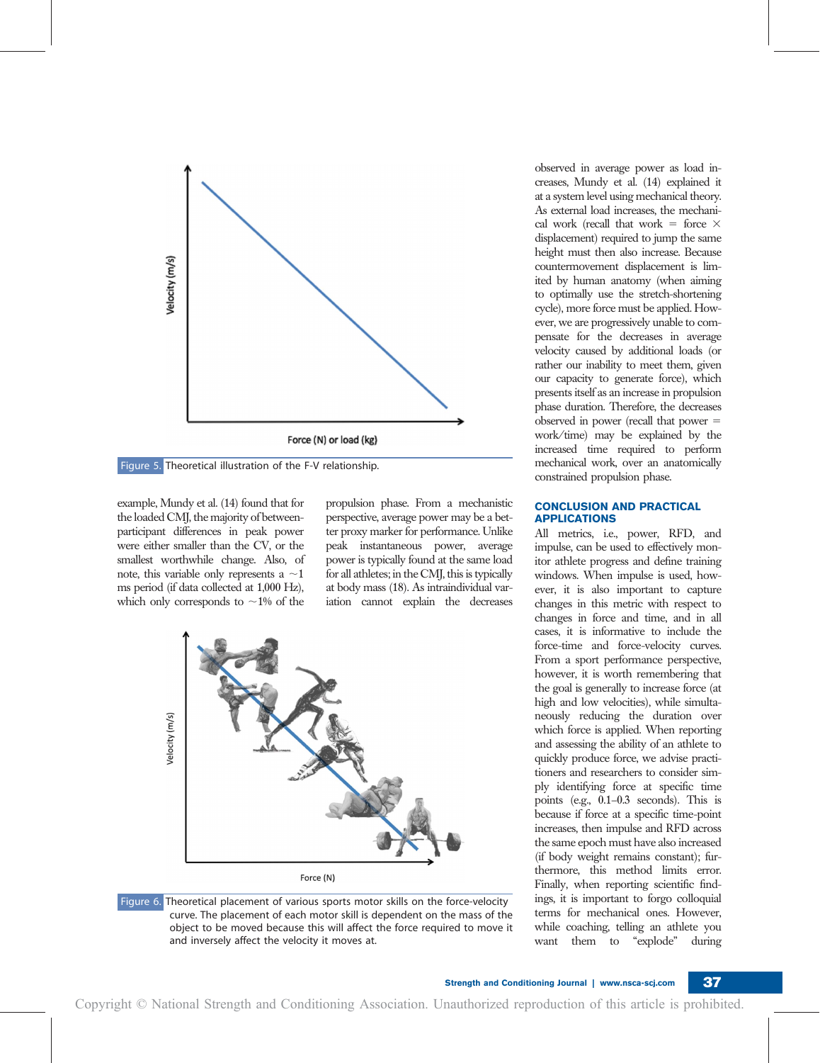Figure 5. Theoretical illustration of the F-V relationship.

example, Mundy et al. (14) found that for the loaded CMJ, the majority of between-participant differences in peak power were either smaller than the CV, or the smallest worthwhile change. Also, of note, this variable only represents a ~1 ms period (if data collected at 1,000 Hz), which only corresponds to ~1% of the propulsion phase. From a mechanistic perspective, average power may be a better proxy marker for performance. Unlike peak instantaneous power, average power is typically found at the same load for all athletes; in the CMJ, this is typically at body mass (18). As intraindividual variation cannot explain the decreases observed in average power as load increases, Mundy et al. (14) explained it at a system level using mechanical theory. As external load increases, the mechanical work (recall that work = force × displacement) required to jump the same height must then also increase. Because countermovement displacement is limited by human anatomy (when aiming to optimally use the stretch-shortening cycle), more force must be applied. However, we are progressively unable to compensate for the decreases in average velocity caused by additional loads (or rather our inability to meet them, given our capacity to generate force), which presents itself as an increase in propulsion phase duration. Therefore, the decreases observed in power (recall that power = work/time) may be explained by the increased time required to perform mechanical work, over an anatomically constrained propulsion phase.

Figure 6. Theoretical placement of various sports motor skills on the force-velocity curve. The placement of each motor skill is dependent on the mass of the object to be moved because this will affect the force required to move it and inversely affect the velocity it moves at.

## CONCLUSION AND PRACTICAL APPLICATIONS

All metrics, i.e., power, RFD, and impulse, can be used to effectively monitor athlete progress and define training windows. When impulse is used, however, it is also important to capture changes in this metric with respect to changes in force and time, and in all cases, it is informative to include the force-time and force-velocity curves. From a sport performance perspective, however, it is worth remembering that the goal is generally to increase force (at high and low velocities), while simultaneously reducing the duration over which force is applied. When reporting and assessing the ability of an athlete to quickly produce force, we advise practitioners and researchers to consider simply identifying force at specific time points (e.g., 0.1–0.3 seconds). This is because if force at a specific time-point increases, then impulse and RFD across the same epoch must have also increased (if body weight remains constant); furthermore, this method limits error. Finally, when reporting scientific findings, it is important to forgo colloquial terms for mechanical ones. However, while coaching, telling an athlete you want them to "explode" during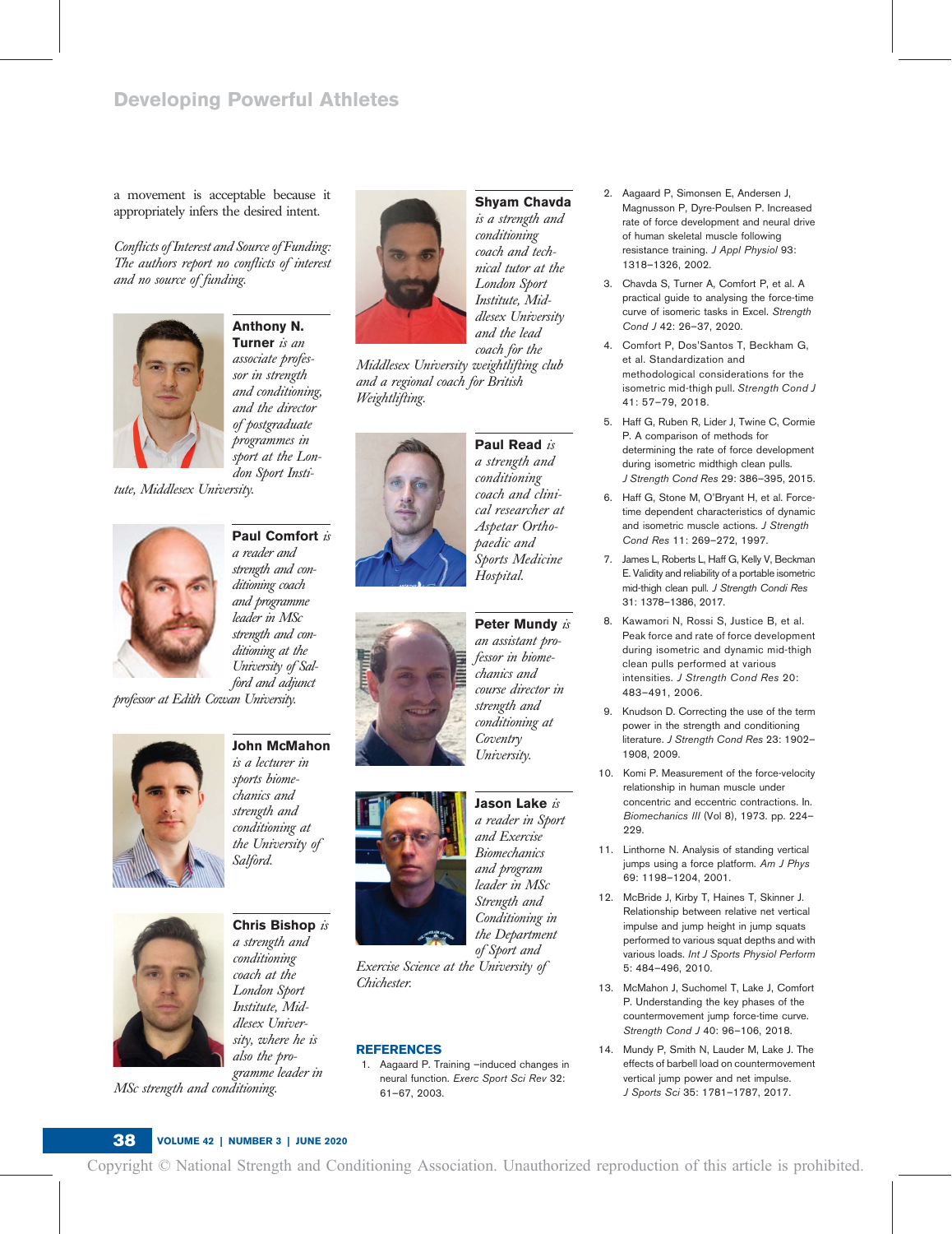a movement is acceptable because it appropriately infers the desired intent.

*Conflicts of Interest and Source of Funding: The authors report no conflicts of interest and no source of funding.*

**Anthony N. Turner** *is an associate professor in strength and conditioning, and the director of postgraduate programmes in sport at the London Sport Institute, Middlesex University.*

**Paul Comfort** *is a reader and strength and conditioning coach and programme leader in MSc strength and conditioning at the University of Salford and adjunct professor at Edith Cowan University.*

**John McMahon** *is a lecturer in sports biomechanics and strength and conditioning at the University of Salford.*

**Chris Bishop** *is a strength and conditioning coach at the London Sport Institute, Middlesex University, where he is also the programme leader in MSc strength and conditioning.*

**Shyam Chavda** *is a strength and conditioning coach and technical tutor at the London Sport Institute, Middlesex University and the lead coach for the Middlesex University weightlifting club and a regional coach for British Weightlifting.*

**Paul Read** *is a strength and conditioning coach and clinical researcher at Aspetar Orthopaedic and Sports Medicine Hospital.*

**Peter Mundy** *is an assistant professor in biomechanics and course director in strength and conditioning at Coventry University.*

**Jason Lake** *is a reader in Sport and Exercise Biomechanics and program leader in MSc Strength and Conditioning in the Department of Sport and Exercise Science at the University of Chichester.*

## REFERENCES

1. Aagaard P. Training –induced changes in neural function. *Exerc Sport Sci Rev* 32: 61–67, 2003.
2. Aagaard P, Simonsen E, Andersen J, Magnusson P, Dyre-Poulsen P. Increased rate of force development and neural drive of human skeletal muscle following resistance training. *J Appl Physiol* 93: 1318–1326, 2002.
3. Chavda S, Turner A, Comfort P, et al. A practical guide to analysing the force-time curve of isomeric tasks in Excel. *Strength Cond J* 42: 26–37, 2020.
4. Comfort P, Dos'Santos T, Beckham G, et al. Standardization and methodological considerations for the isometric mid-thigh pull. *Strength Cond J* 41: 57–79, 2018.
5. Haff G, Ruben R, Lider J, Twine C, Cormie P. A comparison of methods for determining the rate of force development during isometric midthigh clean pulls. *J Strength Cond Res* 29: 386–395, 2015.
6. Haff G, Stone M, O'Bryant H, et al. Force-time dependent characteristics of dynamic and isometric muscle actions. *J Strength Cond Res* 11: 269–272, 1997.
7. James L, Roberts L, Haff G, Kelly V, Beckman E. Validity and reliability of a portable isometric mid-thigh clean pull. *J Strength Condi Res* 31: 1378–1386, 2017.
8. Kawamori N, Rossi S, Justice B, et al. Peak force and rate of force development during isometric and dynamic mid-thigh clean pulls performed at various intensities. *J Strength Cond Res* 20: 483–491, 2006.
9. Knudson D. Correcting the use of the term power in the strength and conditioning literature. *J Strength Cond Res* 23: 1902–1908, 2009.
10. Komi P. Measurement of the force-velocity relationship in human muscle under concentric and eccentric contractions. In. *Biomechanics III* (Vol 8), 1973. pp. 224–229.
11. Linthorne N. Analysis of standing vertical jumps using a force platform. *Am J Phys* 69: 1198–1204, 2001.
12. McBride J, Kirby T, Haines T, Skinner J. Relationship between relative net vertical impulse and jump height in jump squats performed to various squat depths and with various loads. *Int J Sports Physiol Perform* 5: 484–496, 2010.
13. McMahon J, Suchomel T, Lake J, Comfort P. Understanding the key phases of the countermovement jump force-time curve. *Strength Cond J* 40: 96–106, 2018.
14. Mundy P, Smith N, Lauder M, Lake J. The effects of barbell load on countermovement vertical jump power and net impulse. *J Sports Sci* 35: 1781–1787, 2017.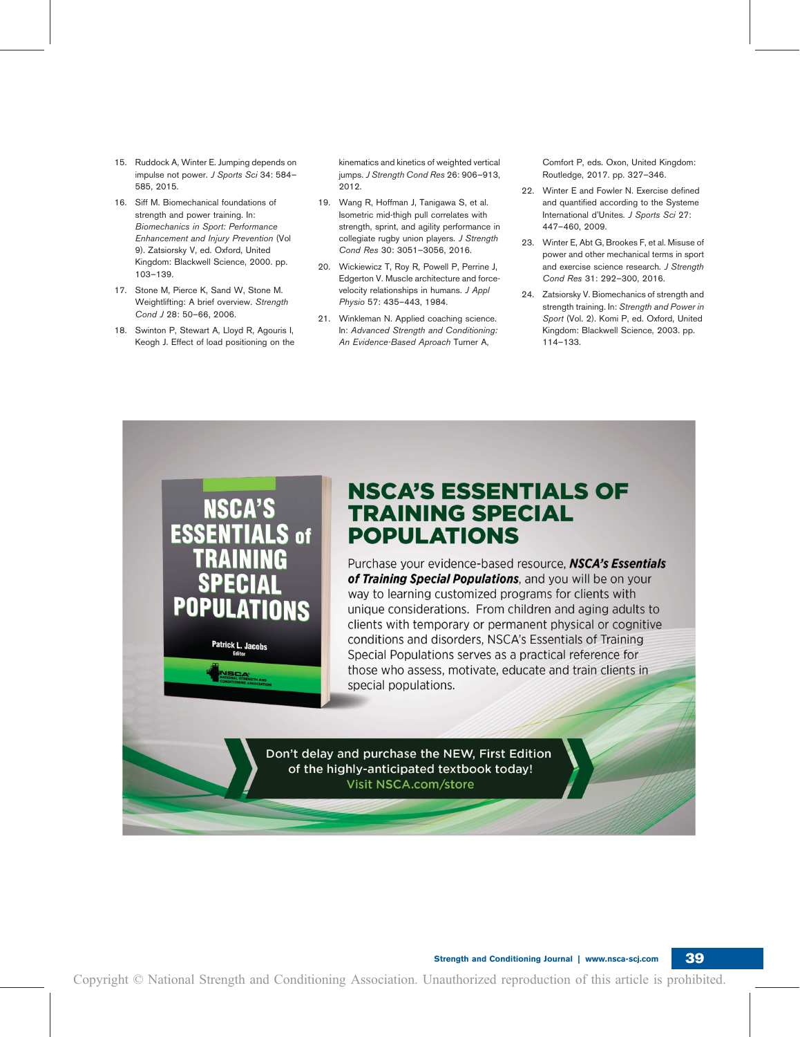15. Ruddock A, Winter E. Jumping depends on impulse not power. *J Sports Sci* 34: 584–585, 2015.
16. Siff M. Biomechanical foundations of strength and power training. In: *Biomechanics in Sport: Performance Enhancement and Injury Prevention* (Vol 9). Zatsiorsky V, ed. Oxford, United Kingdom: Blackwell Science, 2000. pp. 103–139.
17. Stone M, Pierce K, Sand W, Stone M. Weightlifting: A brief overview. *Strength Cond J* 28: 50–66, 2006.
18. Swinton P, Stewart A, Lloyd R, Agouris I, Keogh J. Effect of load positioning on the kinematics and kinetics of weighted vertical jumps. *J Strength Cond Res* 26: 906–913, 2012.
19. Wang R, Hoffman J, Tanigawa S, et al. Isometric mid-thigh pull correlates with strength, sprint, and agility performance in collegiate rugby union players. *J Strength Cond Res* 30: 3051–3056, 2016.
20. Wickiewicz T, Roy R, Powell P, Perrine J, Edgerton V. Muscle architecture and force-velocity relationships in humans. *J Appl Physio* 57: 435–443, 1984.
21. Winkleman N. Applied coaching science. In: *Advanced Strength and Conditioning: An Evidence-Based Aproach* Turner A, Comfort P, eds. Oxon, United Kingdom: Routledge, 2017. pp. 327–346.
22. Winter E and Fowler N. Exercise defined and quantified according to the Systeme International d'Unites. *J Sports Sci* 27: 447–460, 2009.
23. Winter E, Abt G, Brookes F, et al. Misuse of power and other mechanical terms in sport and exercise science research. *J Strength Cond Res* 31: 292–300, 2016.
24. Zatsiorsky V. Biomechanics of strength and strength training. In: *Strength and Power in Sport* (Vol. 2). Komi P, ed. Oxford, United Kingdom: Blackwell Science, 2003. pp. 114–133.

## NSCA'S ESSENTIALS OF TRAINING SPECIAL POPULATIONS

Purchase your evidence-based resource, ***NSCA's Essentials of Training Special Populations***, and you will be on your way to learning customized programs for clients with unique considerations. From children and aging adults to clients with temporary or permanent physical or cognitive conditions and disorders, NSCA's Essentials of Training Special Populations serves as a practical reference for those who assess, motivate, educate and train clients in special populations.

Don't delay and purchase the NEW, First Edition of the highly-anticipated textbook today!
Visit NSCA.com/store